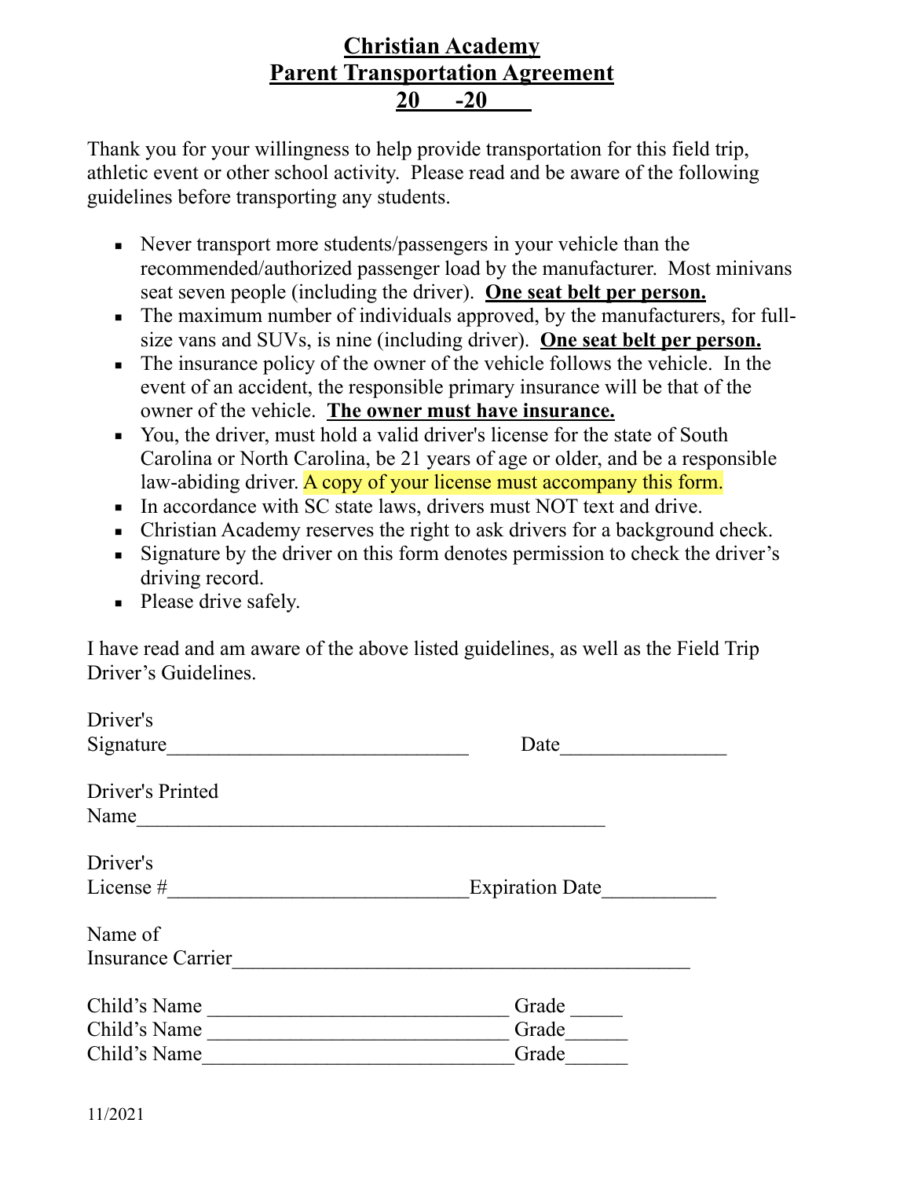# Christian Academy
## Parent Transportation Agreement
## 20 -20

Thank you for your willingness to help provide transportation for this field trip, athletic event or other school activity. Please read and be aware of the following guidelines before transporting any students.

- Never transport more students/passengers in your vehicle than the recommended/authorized passenger load by the manufacturer. Most minivans seat seven people (including the driver). **One seat belt per person.**
- The maximum number of individuals approved, by the manufacturers, for full-size vans and SUVs, is nine (including driver). **One seat belt per person.**
- The insurance policy of the owner of the vehicle follows the vehicle. In the event of an accident, the responsible primary insurance will be that of the owner of the vehicle. **The owner must have insurance.**
- You, the driver, must hold a valid driver's license for the state of South Carolina or North Carolina, be 21 years of age or older, and be a responsible law-abiding driver. A copy of your license must accompany this form.
- In accordance with SC state laws, drivers must NOT text and drive.
- Christian Academy reserves the right to ask drivers for a background check.
- Signature by the driver on this form denotes permission to check the driver's driving record.
- Please drive safely.

I have read and am aware of the above listed guidelines, as well as the Field Trip Driver's Guidelines.

Driver's Signature______________________________ Date________________

Driver's Printed Name_______________________________________________

Driver's License #_____________________________Expiration Date___________

Name of Insurance Carrier_____________________________________________

Child's Name ______________________________ Grade _____

Child's Name ______________________________ Grade______

Child's Name_______________________________Grade______

11/2021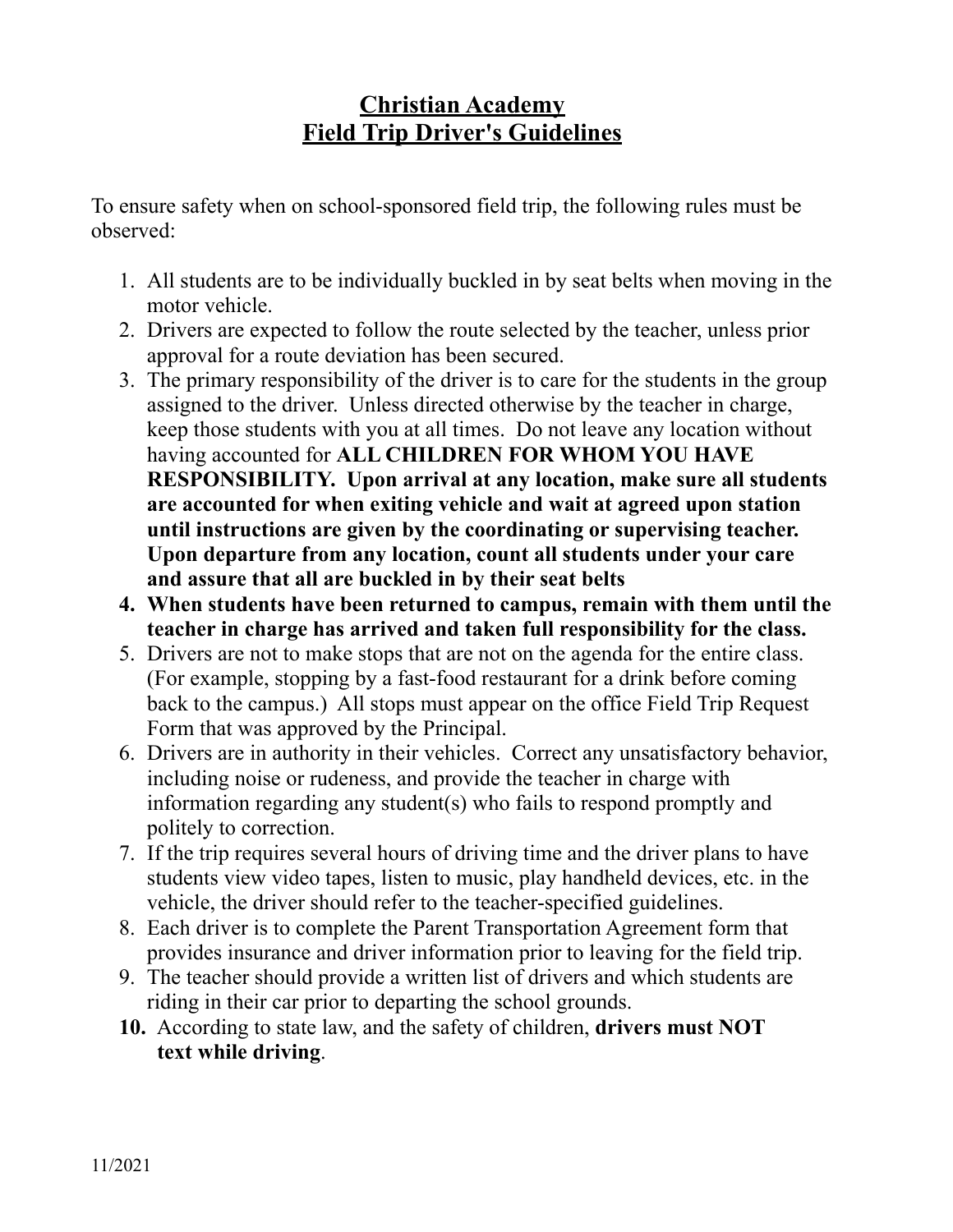# Christian Academy
# Field Trip Driver's Guidelines

To ensure safety when on school-sponsored field trip, the following rules must be observed:

1. All students are to be individually buckled in by seat belts when moving in the motor vehicle.
2. Drivers are expected to follow the route selected by the teacher, unless prior approval for a route deviation has been secured.
3. The primary responsibility of the driver is to care for the students in the group assigned to the driver. Unless directed otherwise by the teacher in charge, keep those students with you at all times. Do not leave any location without having accounted for **ALL CHILDREN FOR WHOM YOU HAVE RESPONSIBILITY. Upon arrival at any location, make sure all students are accounted for when exiting vehicle and wait at agreed upon station until instructions are given by the coordinating or supervising teacher. Upon departure from any location, count all students under your care and assure that all are buckled in by their seat belts**
4. **When students have been returned to campus, remain with them until the teacher in charge has arrived and taken full responsibility for the class.**
5. Drivers are not to make stops that are not on the agenda for the entire class. (For example, stopping by a fast-food restaurant for a drink before coming back to the campus.) All stops must appear on the office Field Trip Request Form that was approved by the Principal.
6. Drivers are in authority in their vehicles. Correct any unsatisfactory behavior, including noise or rudeness, and provide the teacher in charge with information regarding any student(s) who fails to respond promptly and politely to correction.
7. If the trip requires several hours of driving time and the driver plans to have students view video tapes, listen to music, play handheld devices, etc. in the vehicle, the driver should refer to the teacher-specified guidelines.
8. Each driver is to complete the Parent Transportation Agreement form that provides insurance and driver information prior to leaving for the field trip.
9. The teacher should provide a written list of drivers and which students are riding in their car prior to departing the school grounds.
10. According to state law, and the safety of children, **drivers must NOT text while driving**.

11/2021